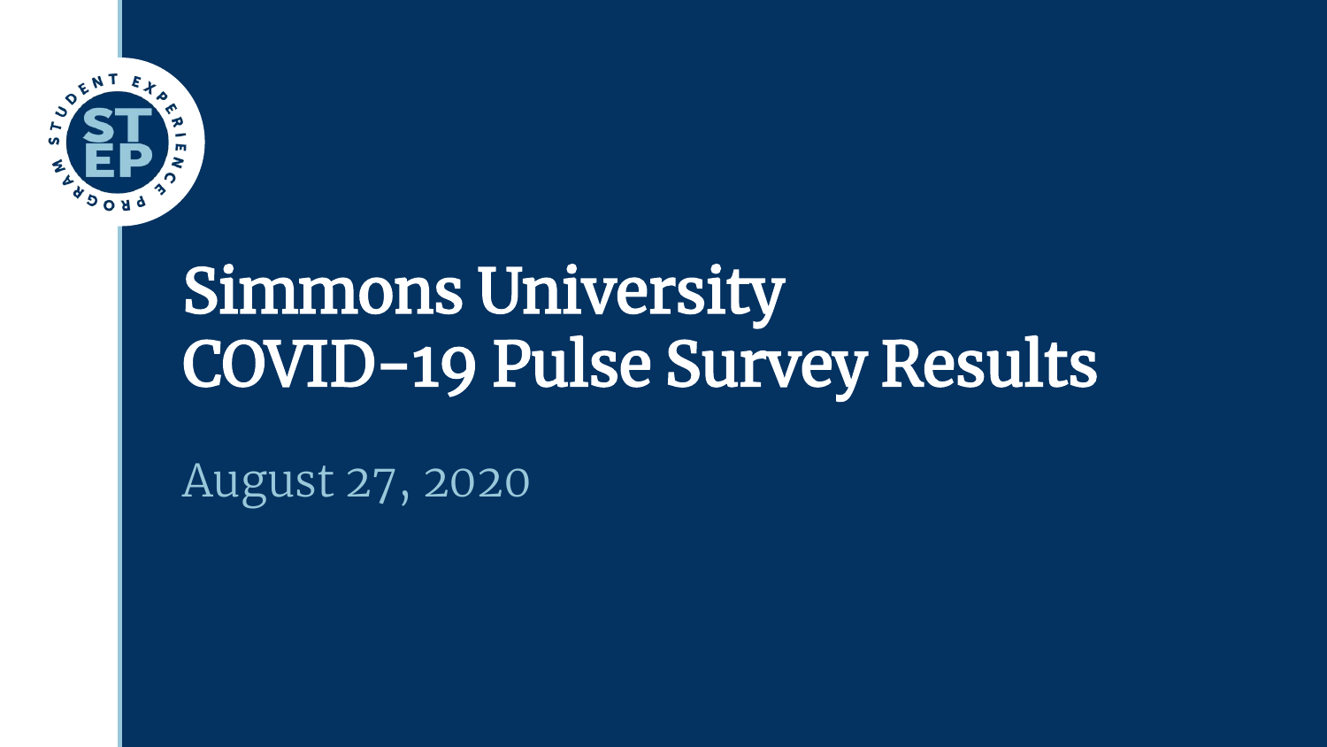# Simmons University COVID-19 Pulse Survey Results

August 27, 2020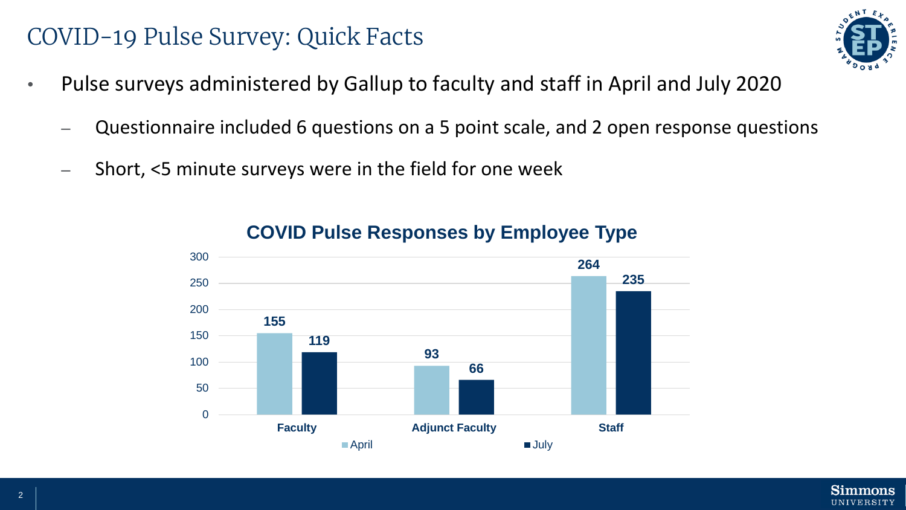# COVID-19 Pulse Survey: Quick Facts

- Pulse surveys administered by Gallup to faculty and staff in April and July 2020
  - Questionnaire included 6 questions on a 5 point scale, and 2 open response questions
  - Short, <5 minute surveys were in the field for one week

**COVID Pulse Responses by Employee Type**

| Employee Type | April | July |
| --- | --- | --- |
| Faculty | 155 | 119 |
| Adjunct Faculty | 93 | 66 |
| Staff | 264 | 235 |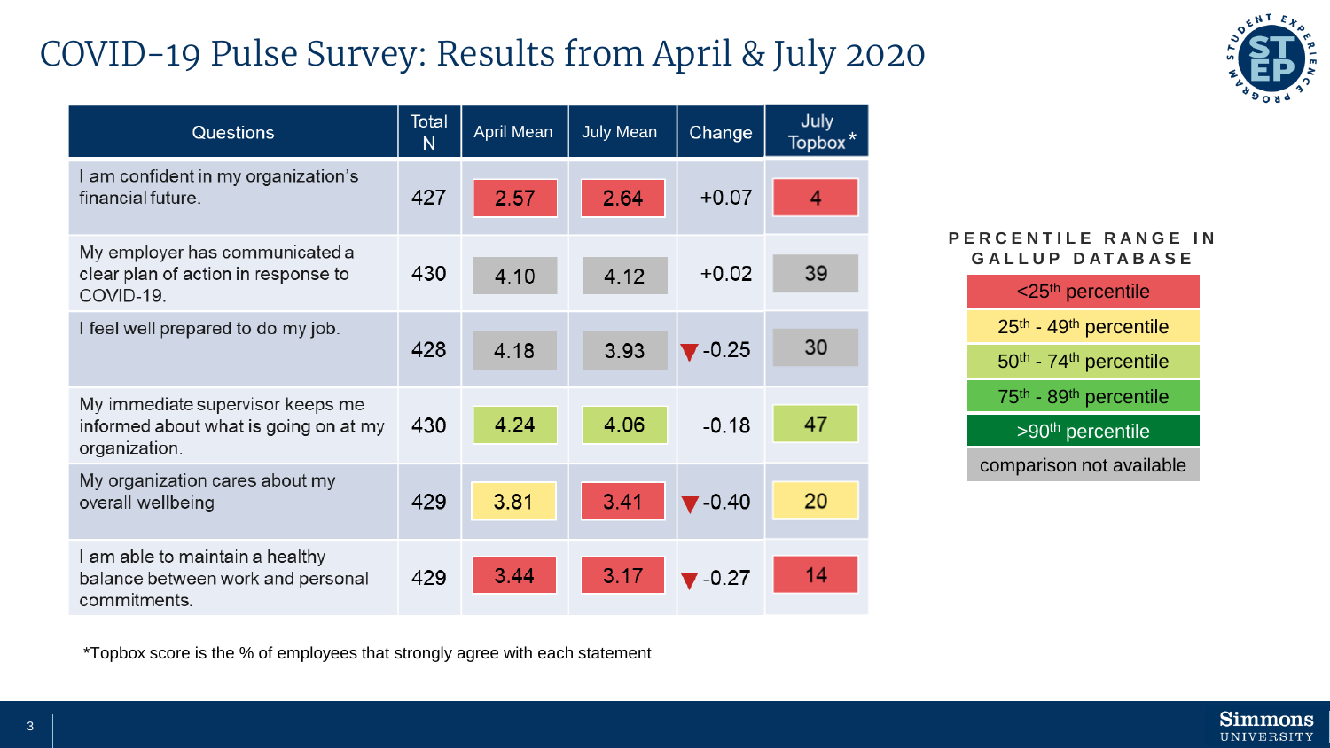# COVID-19 Pulse Survey: Results from April & July 2020

| Questions | Total N | April Mean | July Mean | Change | July Topbox* |
|---|---|---|---|---|---|
| I am confident in my organization's financial future. | 427 | 2.57 | 2.64 | +0.07 | 4 |
| My employer has communicated a clear plan of action in response to COVID-19. | 430 | 4.10 | 4.12 | +0.02 | 39 |
| I feel well prepared to do my job. | 428 | 4.18 | 3.93 | ▼-0.25 | 30 |
| My immediate supervisor keeps me informed about what is going on at my organization. | 430 | 4.24 | 4.06 | -0.18 | 47 |
| My organization cares about my overall wellbeing | 429 | 3.81 | 3.41 | ▼-0.40 | 20 |
| I am able to maintain a healthy balance between work and personal commitments. | 429 | 3.44 | 3.17 | ▼-0.27 | 14 |

*Topbox score is the % of employees that strongly agree with each statement

**PERCENTILE RANGE IN GALLUP DATABASE**

- <25th percentile
- 25th - 49th percentile
- 50th - 74th percentile
- 75th - 89th percentile
- >90th percentile
- comparison not available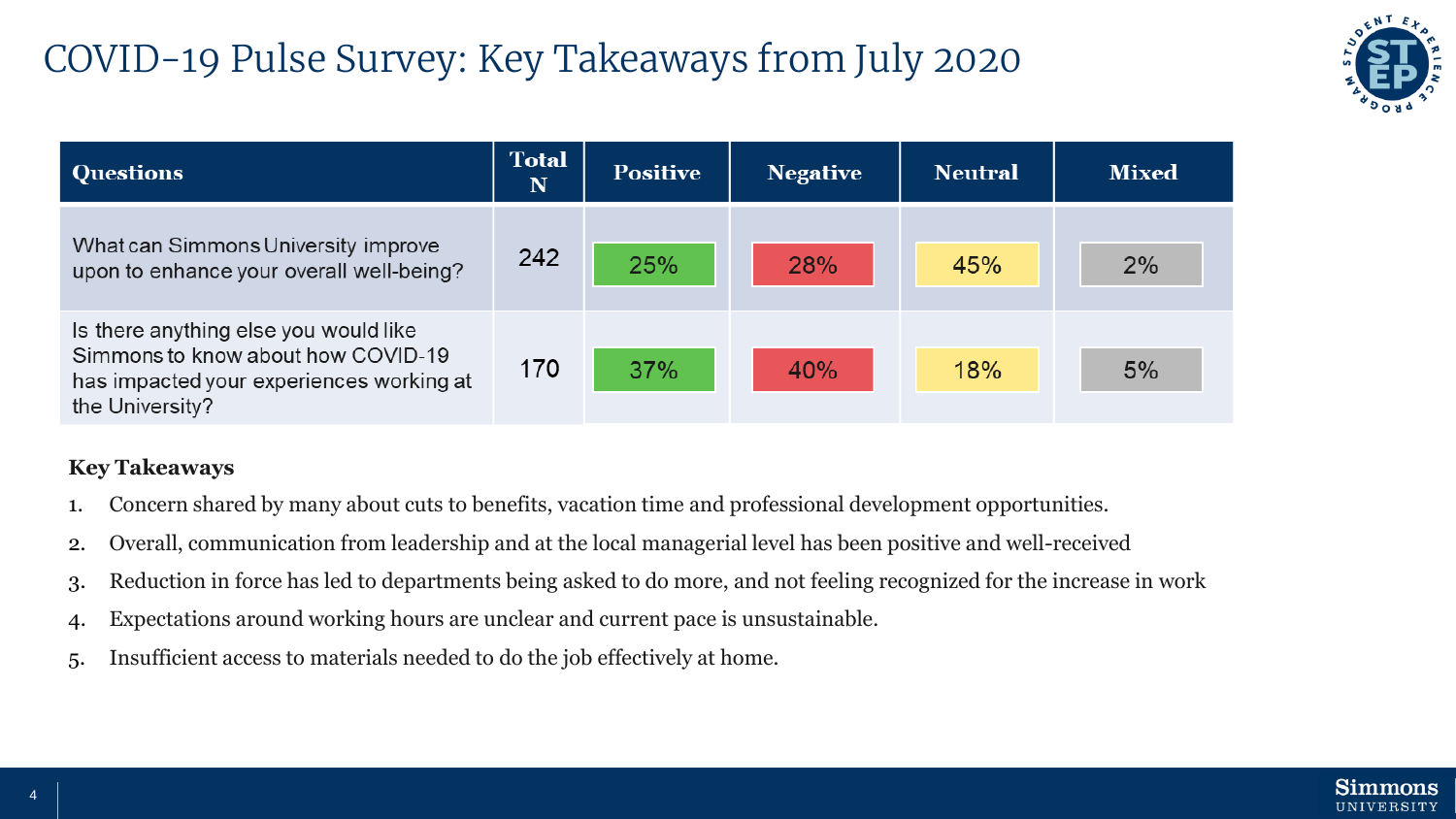# COVID-19 Pulse Survey: Key Takeaways from July 2020

| Questions | Total N | Positive | Negative | Neutral | Mixed |
|---|---|---|---|---|---|
| What can Simmons University improve upon to enhance your overall well-being? | 242 | 25% | 28% | 45% | 2% |
| Is there anything else you would like Simmons to know about how COVID-19 has impacted your experiences working at the University? | 170 | 37% | 40% | 18% | 5% |

**Key Takeaways**

1. Concern shared by many about cuts to benefits, vacation time and professional development opportunities.
2. Overall, communication from leadership and at the local managerial level has been positive and well-received
3. Reduction in force has led to departments being asked to do more, and not feeling recognized for the increase in work
4. Expectations around working hours are unclear and current pace is unsustainable.
5. Insufficient access to materials needed to do the job effectively at home.